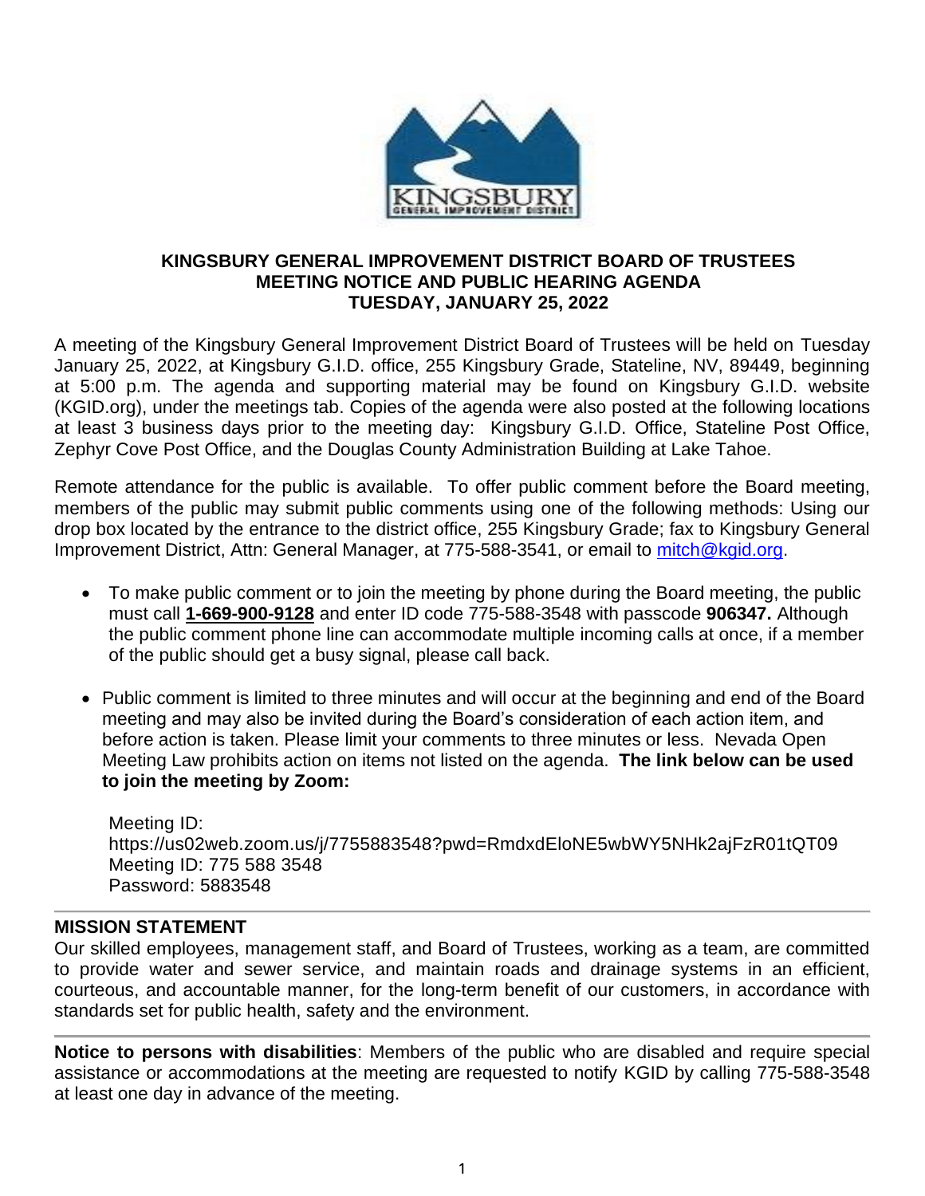# KINGSBURY GENERAL IMPROVEMENT DISTRICT BOARD OF TRUSTEES MEETING NOTICE AND PUBLIC HEARING AGENDA TUESDAY, JANUARY 25, 2022

A meeting of the Kingsbury General Improvement District Board of Trustees will be held on Tuesday January 25, 2022, at Kingsbury G.I.D. office, 255 Kingsbury Grade, Stateline, NV, 89449, beginning at 5:00 p.m. The agenda and supporting material may be found on Kingsbury G.I.D. website (KGID.org), under the meetings tab. Copies of the agenda were also posted at the following locations at least 3 business days prior to the meeting day: Kingsbury G.I.D. Office, Stateline Post Office, Zephyr Cove Post Office, and the Douglas County Administration Building at Lake Tahoe.

Remote attendance for the public is available. To offer public comment before the Board meeting, members of the public may submit public comments using one of the following methods: Using our drop box located by the entrance to the district office, 255 Kingsbury Grade; fax to Kingsbury General Improvement District, Attn: General Manager, at 775-588-3541, or email to mitch@kgid.org.

- To make public comment or to join the meeting by phone during the Board meeting, the public must call **1-669-900-9128** and enter ID code 775-588-3548 with passcode **906347.** Although the public comment phone line can accommodate multiple incoming calls at once, if a member of the public should get a busy signal, please call back.
- Public comment is limited to three minutes and will occur at the beginning and end of the Board meeting and may also be invited during the Board's consideration of each action item, and before action is taken. Please limit your comments to three minutes or less. Nevada Open Meeting Law prohibits action on items not listed on the agenda. **The link below can be used to join the meeting by Zoom:**

  Meeting ID:
  https://us02web.zoom.us/j/7755883548?pwd=RmdxdEloNE5wbWY5NHk2ajFzR01tQT09
  Meeting ID: 775 588 3548
  Password: 5883548

## MISSION STATEMENT

Our skilled employees, management staff, and Board of Trustees, working as a team, are committed to provide water and sewer service, and maintain roads and drainage systems in an efficient, courteous, and accountable manner, for the long-term benefit of our customers, in accordance with standards set for public health, safety and the environment.

**Notice to persons with disabilities**: Members of the public who are disabled and require special assistance or accommodations at the meeting are requested to notify KGID by calling 775-588-3548 at least one day in advance of the meeting.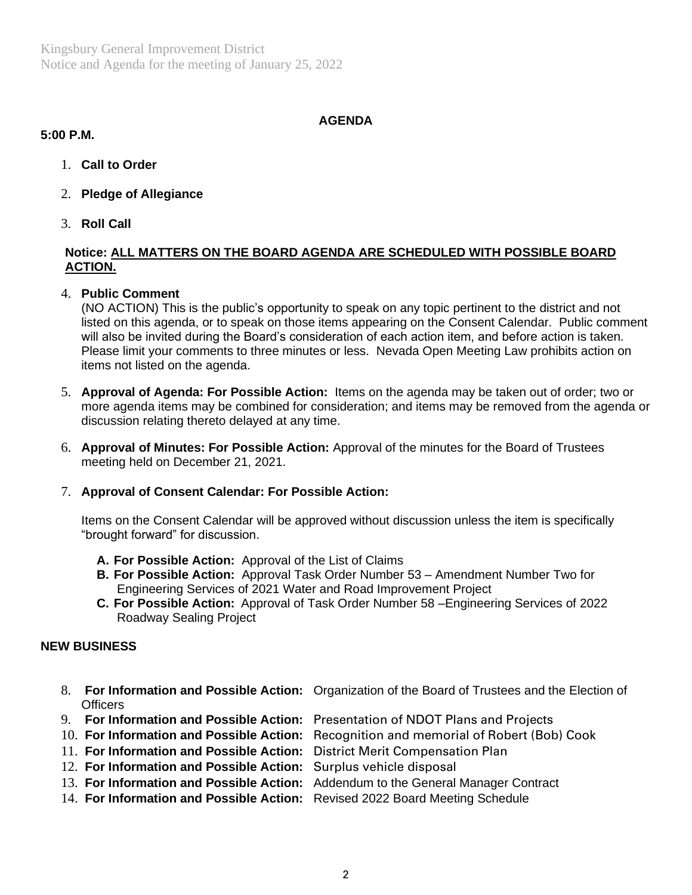## AGENDA

**5:00 P.M.**

1. **Call to Order**

2. **Pledge of Allegiance**

3. **Roll Call**

**Notice: ALL MATTERS ON THE BOARD AGENDA ARE SCHEDULED WITH POSSIBLE BOARD ACTION.**

4. **Public Comment**
   (NO ACTION) This is the public's opportunity to speak on any topic pertinent to the district and not listed on this agenda, or to speak on those items appearing on the Consent Calendar. Public comment will also be invited during the Board's consideration of each action item, and before action is taken. Please limit your comments to three minutes or less. Nevada Open Meeting Law prohibits action on items not listed on the agenda.

5. **Approval of Agenda: For Possible Action:** Items on the agenda may be taken out of order; two or more agenda items may be combined for consideration; and items may be removed from the agenda or discussion relating thereto delayed at any time.

6. **Approval of Minutes: For Possible Action:** Approval of the minutes for the Board of Trustees meeting held on December 21, 2021.

7. **Approval of Consent Calendar: For Possible Action:**

   Items on the Consent Calendar will be approved without discussion unless the item is specifically "brought forward" for discussion.

   **A. For Possible Action:** Approval of the List of Claims
   **B. For Possible Action:** Approval Task Order Number 53 – Amendment Number Two for Engineering Services of 2021 Water and Road Improvement Project
   **C. For Possible Action:** Approval of Task Order Number 58 –Engineering Services of 2022 Roadway Sealing Project

### NEW BUSINESS

8. **For Information and Possible Action:** Organization of the Board of Trustees and the Election of Officers
9. **For Information and Possible Action:** Presentation of NDOT Plans and Projects
10. **For Information and Possible Action:** Recognition and memorial of Robert (Bob) Cook
11. **For Information and Possible Action:** District Merit Compensation Plan
12. **For Information and Possible Action:** Surplus vehicle disposal
13. **For Information and Possible Action:** Addendum to the General Manager Contract
14. **For Information and Possible Action:** Revised 2022 Board Meeting Schedule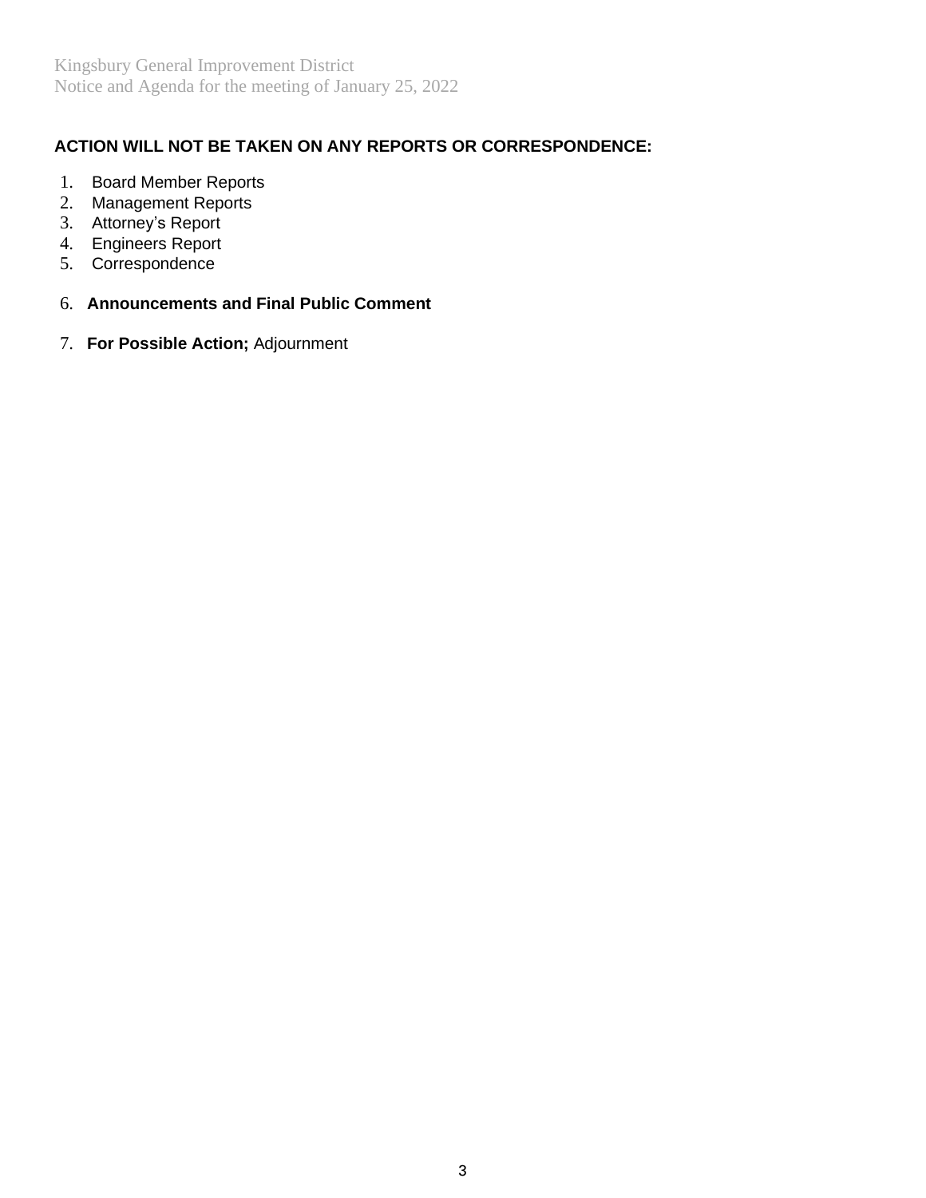**ACTION WILL NOT BE TAKEN ON ANY REPORTS OR CORRESPONDENCE:**

1. Board Member Reports
2. Management Reports
3. Attorney's Report
4. Engineers Report
5. Correspondence

6. **Announcements and Final Public Comment**

7. **For Possible Action;** Adjournment